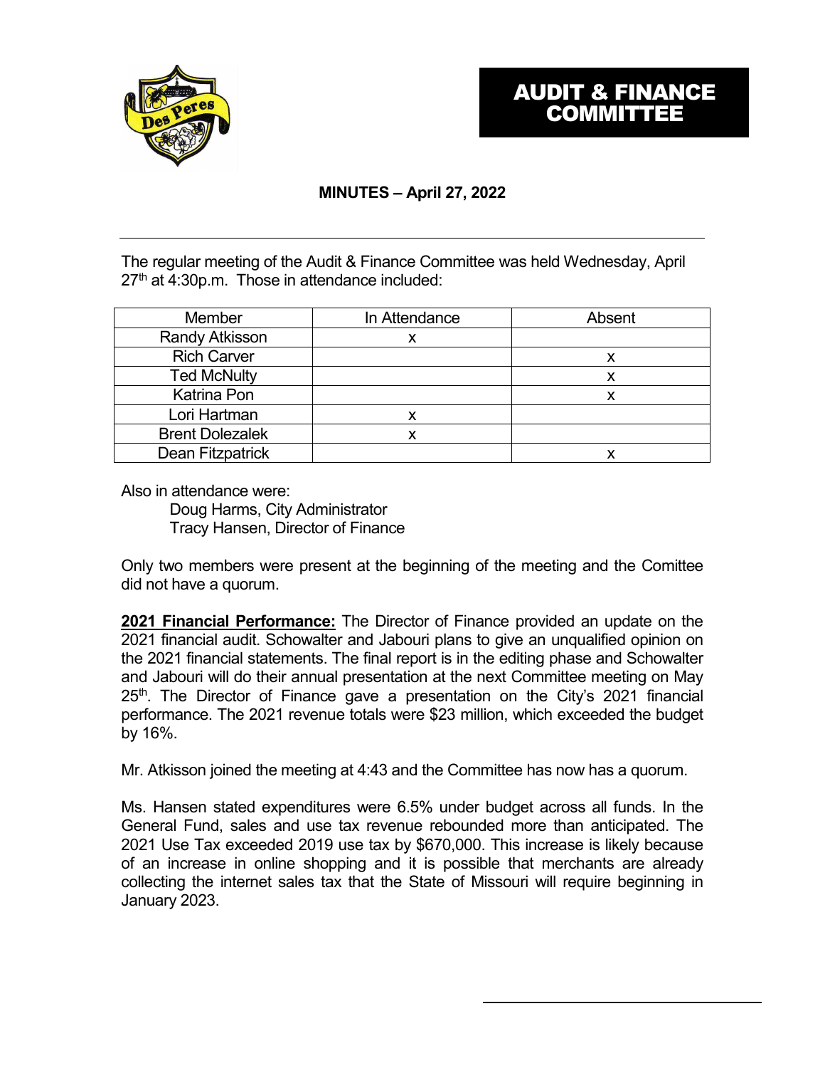# AUDIT & FINANCE COMMITTEE

**MINUTES – April 27, 2022**

The regular meeting of the Audit & Finance Committee was held Wednesday, April 27th at 4:30p.m. Those in attendance included:

| Member | In Attendance | Absent |
|---|---|---|
| Randy Atkisson | x | |
| Rich Carver | | x |
| Ted McNulty | | x |
| Katrina Pon | | x |
| Lori Hartman | x | |
| Brent Dolezalek | x | |
| Dean Fitzpatrick | | x |

Also in attendance were:

Doug Harms, City Administrator
Tracy Hansen, Director of Finance

Only two members were present at the beginning of the meeting and the Comittee did not have a quorum.

**2021 Financial Performance:** The Director of Finance provided an update on the 2021 financial audit. Schowalter and Jabouri plans to give an unqualified opinion on the 2021 financial statements. The final report is in the editing phase and Schowalter and Jabouri will do their annual presentation at the next Committee meeting on May 25th. The Director of Finance gave a presentation on the City's 2021 financial performance. The 2021 revenue totals were $23 million, which exceeded the budget by 16%.

Mr. Atkisson joined the meeting at 4:43 and the Committee has now has a quorum.

Ms. Hansen stated expenditures were 6.5% under budget across all funds. In the General Fund, sales and use tax revenue rebounded more than anticipated. The 2021 Use Tax exceeded 2019 use tax by $670,000. This increase is likely because of an increase in online shopping and it is possible that merchants are already collecting the internet sales tax that the State of Missouri will require beginning in January 2023.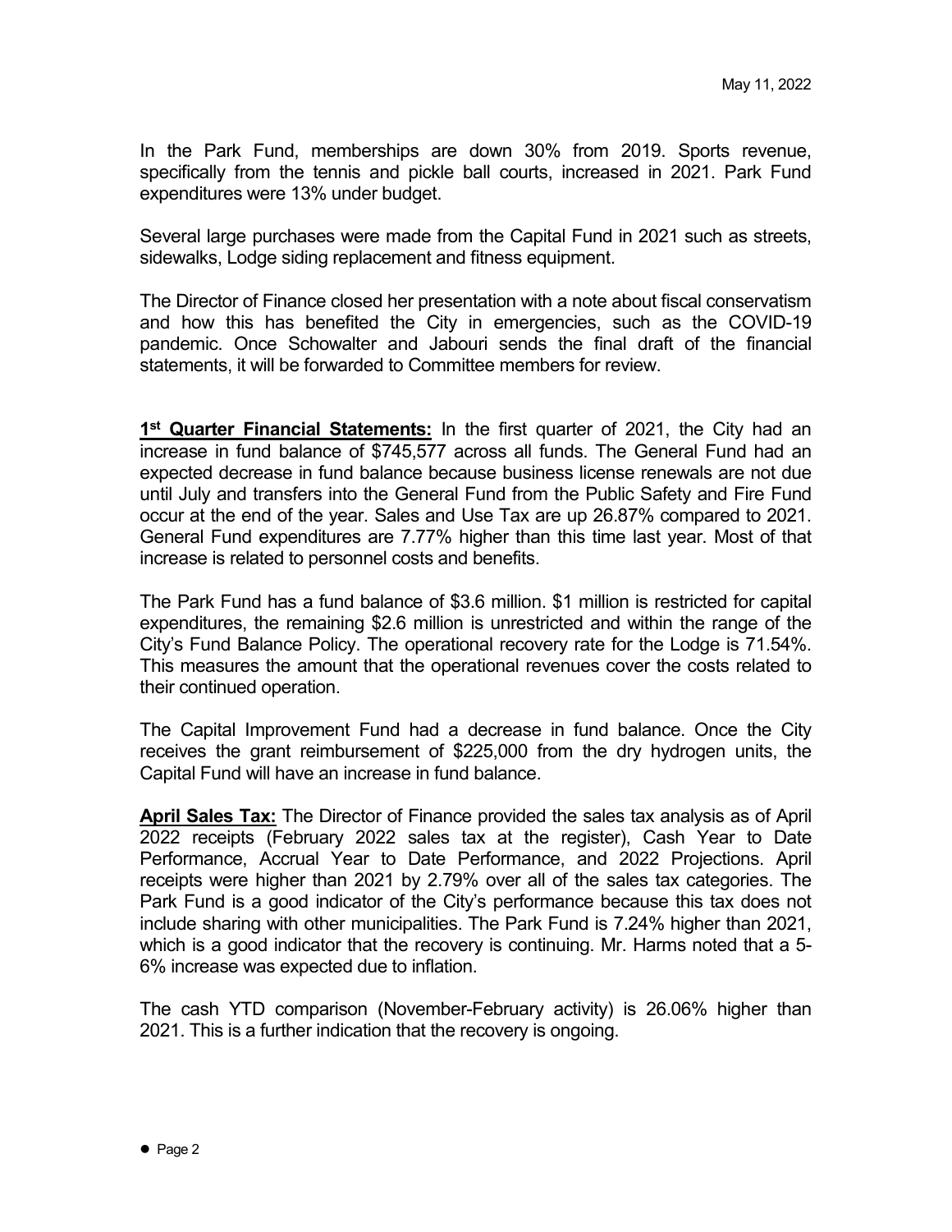In the Park Fund, memberships are down 30% from 2019. Sports revenue, specifically from the tennis and pickle ball courts, increased in 2021. Park Fund expenditures were 13% under budget.

Several large purchases were made from the Capital Fund in 2021 such as streets, sidewalks, Lodge siding replacement and fitness equipment.

The Director of Finance closed her presentation with a note about fiscal conservatism and how this has benefited the City in emergencies, such as the COVID-19 pandemic. Once Schowalter and Jabouri sends the final draft of the financial statements, it will be forwarded to Committee members for review.

**1st Quarter Financial Statements:** In the first quarter of 2021, the City had an increase in fund balance of $745,577 across all funds. The General Fund had an expected decrease in fund balance because business license renewals are not due until July and transfers into the General Fund from the Public Safety and Fire Fund occur at the end of the year. Sales and Use Tax are up 26.87% compared to 2021. General Fund expenditures are 7.77% higher than this time last year. Most of that increase is related to personnel costs and benefits.

The Park Fund has a fund balance of $3.6 million. $1 million is restricted for capital expenditures, the remaining $2.6 million is unrestricted and within the range of the City's Fund Balance Policy. The operational recovery rate for the Lodge is 71.54%. This measures the amount that the operational revenues cover the costs related to their continued operation.

The Capital Improvement Fund had a decrease in fund balance. Once the City receives the grant reimbursement of $225,000 from the dry hydrogen units, the Capital Fund will have an increase in fund balance.

**April Sales Tax:** The Director of Finance provided the sales tax analysis as of April 2022 receipts (February 2022 sales tax at the register), Cash Year to Date Performance, Accrual Year to Date Performance, and 2022 Projections. April receipts were higher than 2021 by 2.79% over all of the sales tax categories. The Park Fund is a good indicator of the City's performance because this tax does not include sharing with other municipalities. The Park Fund is 7.24% higher than 2021, which is a good indicator that the recovery is continuing. Mr. Harms noted that a 5-6% increase was expected due to inflation.

The cash YTD comparison (November-February activity) is 26.06% higher than 2021. This is a further indication that the recovery is ongoing.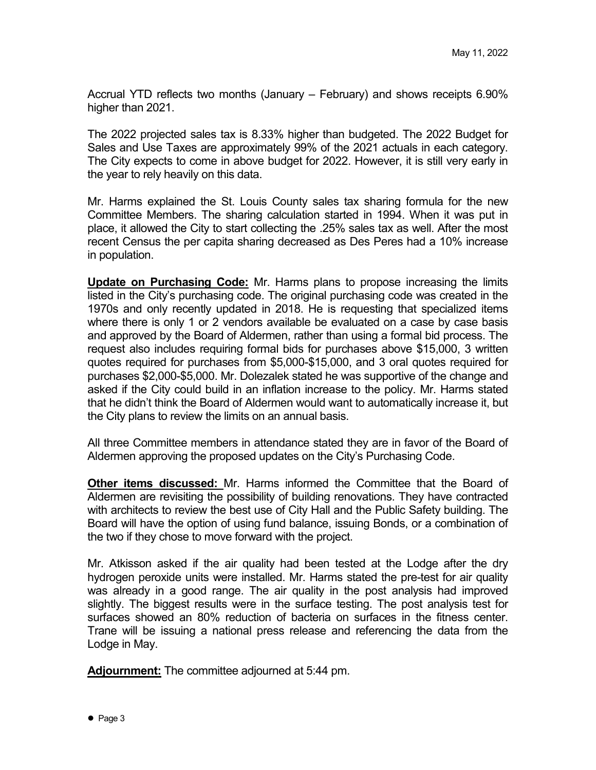Accrual YTD reflects two months (January – February) and shows receipts 6.90% higher than 2021.

The 2022 projected sales tax is 8.33% higher than budgeted. The 2022 Budget for Sales and Use Taxes are approximately 99% of the 2021 actuals in each category. The City expects to come in above budget for 2022. However, it is still very early in the year to rely heavily on this data.

Mr. Harms explained the St. Louis County sales tax sharing formula for the new Committee Members. The sharing calculation started in 1994. When it was put in place, it allowed the City to start collecting the .25% sales tax as well. After the most recent Census the per capita sharing decreased as Des Peres had a 10% increase in population.

**Update on Purchasing Code:** Mr. Harms plans to propose increasing the limits listed in the City's purchasing code. The original purchasing code was created in the 1970s and only recently updated in 2018. He is requesting that specialized items where there is only 1 or 2 vendors available be evaluated on a case by case basis and approved by the Board of Aldermen, rather than using a formal bid process. The request also includes requiring formal bids for purchases above $15,000, 3 written quotes required for purchases from $5,000-$15,000, and 3 oral quotes required for purchases $2,000-$5,000. Mr. Dolezalek stated he was supportive of the change and asked if the City could build in an inflation increase to the policy. Mr. Harms stated that he didn't think the Board of Aldermen would want to automatically increase it, but the City plans to review the limits on an annual basis.

All three Committee members in attendance stated they are in favor of the Board of Aldermen approving the proposed updates on the City's Purchasing Code.

**Other items discussed:** Mr. Harms informed the Committee that the Board of Aldermen are revisiting the possibility of building renovations. They have contracted with architects to review the best use of City Hall and the Public Safety building. The Board will have the option of using fund balance, issuing Bonds, or a combination of the two if they chose to move forward with the project.

Mr. Atkisson asked if the air quality had been tested at the Lodge after the dry hydrogen peroxide units were installed. Mr. Harms stated the pre-test for air quality was already in a good range. The air quality in the post analysis had improved slightly. The biggest results were in the surface testing. The post analysis test for surfaces showed an 80% reduction of bacteria on surfaces in the fitness center. Trane will be issuing a national press release and referencing the data from the Lodge in May.

**Adjournment:** The committee adjourned at 5:44 pm.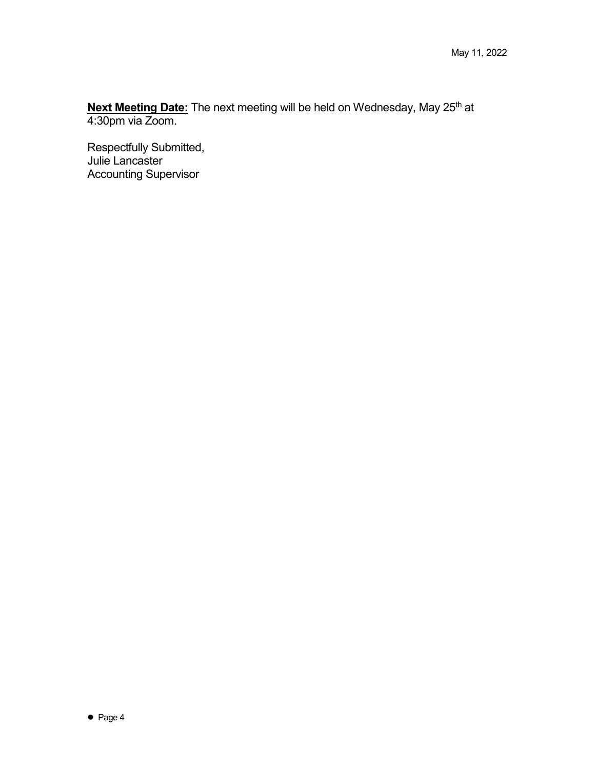**Next Meeting Date:** The next meeting will be held on Wednesday, May 25th at 4:30pm via Zoom.

Respectfully Submitted,
Julie Lancaster
Accounting Supervisor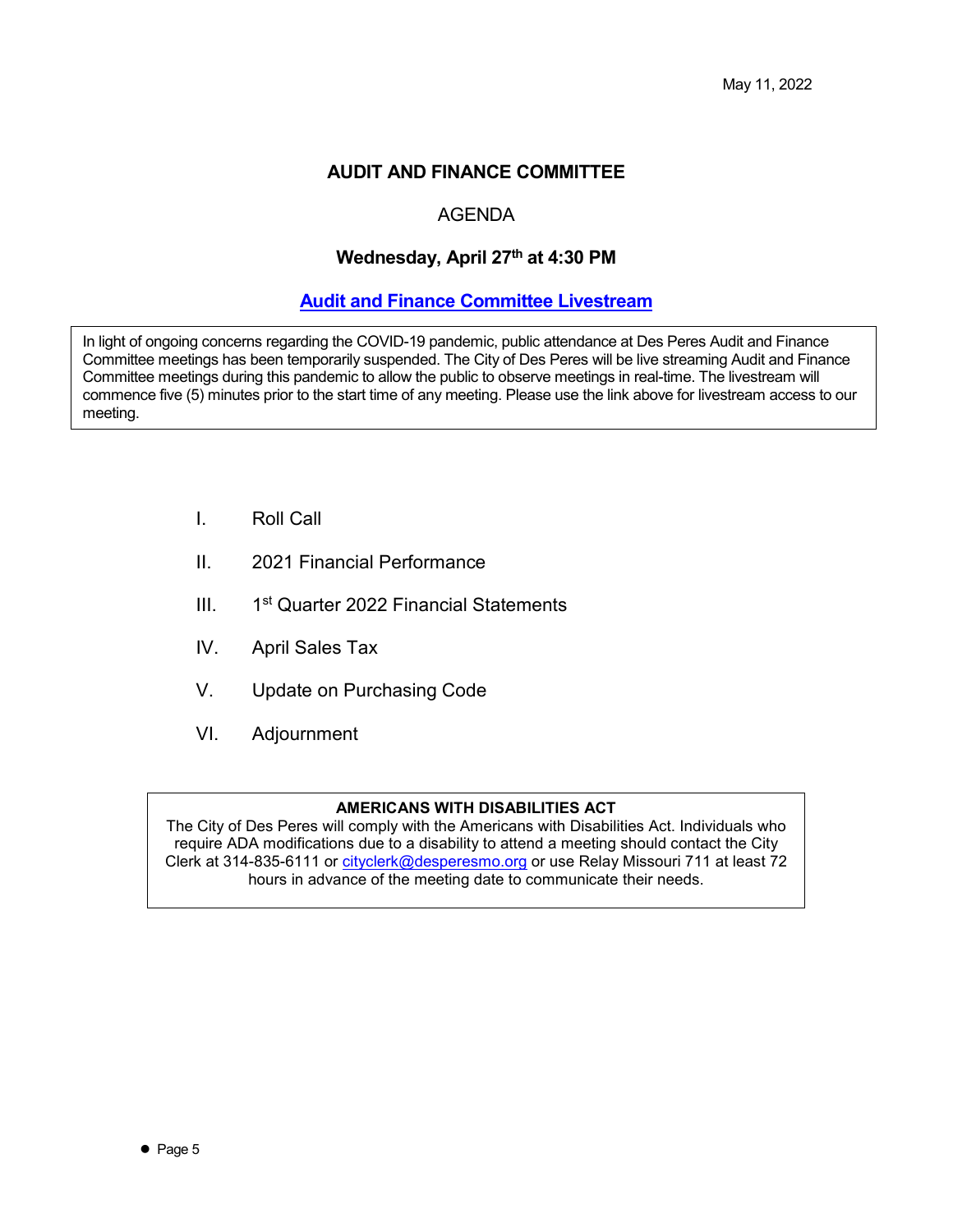May 11, 2022

# AUDIT AND FINANCE COMMITTEE

## AGENDA

### Wednesday, April 27th at 4:30 PM

**Audit and Finance Committee Livestream**

In light of ongoing concerns regarding the COVID-19 pandemic, public attendance at Des Peres Audit and Finance Committee meetings has been temporarily suspended. The City of Des Peres will be live streaming Audit and Finance Committee meetings during this pandemic to allow the public to observe meetings in real-time. The livestream will commence five (5) minutes prior to the start time of any meeting. Please use the link above for livestream access to our meeting.

I. Roll Call

II. 2021 Financial Performance

III. 1st Quarter 2022 Financial Statements

IV. April Sales Tax

V. Update on Purchasing Code

VI. Adjournment

**AMERICANS WITH DISABILITIES ACT**

The City of Des Peres will comply with the Americans with Disabilities Act. Individuals who require ADA modifications due to a disability to attend a meeting should contact the City Clerk at 314-835-6111 or cityclerk@desperesmo.org or use Relay Missouri 711 at least 72 hours in advance of the meeting date to communicate their needs.